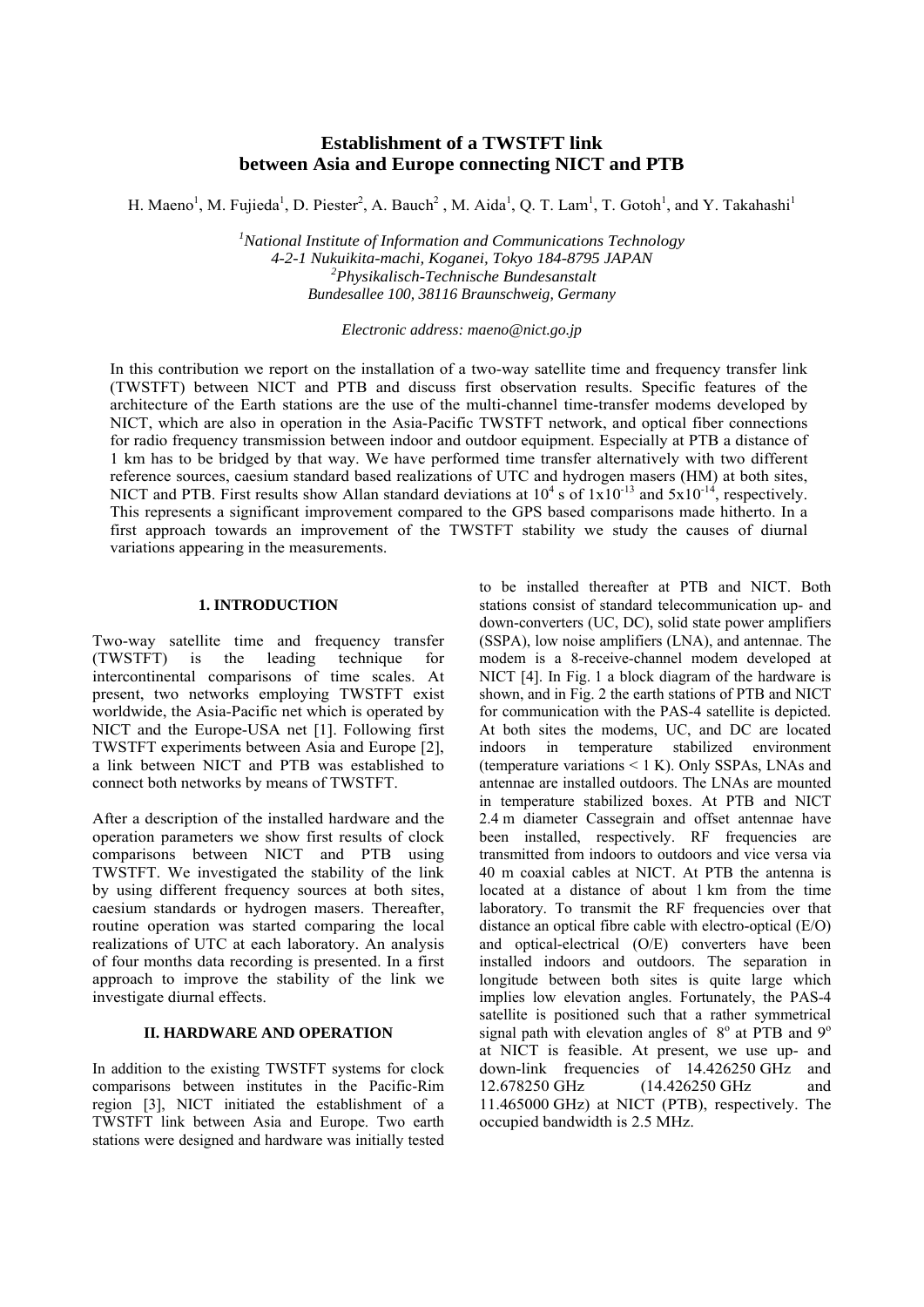# Establishment of a TWSTFT link between Asia and Europe connecting NICT and PTB

H. Maeno[1], M. Fujieda[1], D. Piester[2], A. Bauch[2] , M. Aida[1], Q. T. Lam[1], T. Gotoh[1], and Y. Takahashi[1]

[1] *National Institute of Information and Communications Technology*
*4-2-1 Nukuikita-machi, Koganei, Tokyo 184-8795 JAPAN*
[2] *Physikalisch-Technische Bundesanstalt*
*Bundesallee 100, 38116 Braunschweig, Germany*

*Electronic address: maeno@nict.go.jp*

In this contribution we report on the installation of a two-way satellite time and frequency transfer link (TWSTFT) between NICT and PTB and discuss first observation results. Specific features of the architecture of the Earth stations are the use of the multi-channel time-transfer modems developed by NICT, which are also in operation in the Asia-Pacific TWSTFT network, and optical fiber connections for radio frequency transmission between indoor and outdoor equipment. Especially at PTB a distance of 1 km has to be bridged by that way. We have performed time transfer alternatively with two different reference sources, caesium standard based realizations of UTC and hydrogen masers (HM) at both sites, NICT and PTB. First results show Allan standard deviations at $10^4$ s of $1\text{x}10^{-13}$ and $5\text{x}10^{-14}$, respectively. This represents a significant improvement compared to the GPS based comparisons made hitherto. In a first approach towards an improvement of the TWSTFT stability we study the causes of diurnal variations appearing in the measurements.

## 1. INTRODUCTION

Two-way satellite time and frequency transfer (TWSTFT) is the leading technique for intercontinental comparisons of time scales. At present, two networks employing TWSTFT exist worldwide, the Asia-Pacific net which is operated by NICT and the Europe-USA net [1]. Following first TWSTFT experiments between Asia and Europe [2], a link between NICT and PTB was established to connect both networks by means of TWSTFT.

After a description of the installed hardware and the operation parameters we show first results of clock comparisons between NICT and PTB using TWSTFT. We investigated the stability of the link by using different frequency sources at both sites, caesium standards or hydrogen masers. Thereafter, routine operation was started comparing the local realizations of UTC at each laboratory. An analysis of four months data recording is presented. In a first approach to improve the stability of the link we investigate diurnal effects.

## II. HARDWARE AND OPERATION

In addition to the existing TWSTFT systems for clock comparisons between institutes in the Pacific-Rim region [3], NICT initiated the establishment of a TWSTFT link between Asia and Europe. Two earth stations were designed and hardware was initially tested to be installed thereafter at PTB and NICT. Both stations consist of standard telecommunication up- and down-converters (UC, DC), solid state power amplifiers (SSPA), low noise amplifiers (LNA), and antennae. The modem is a 8-receive-channel modem developed at NICT [4]. In Fig. 1 a block diagram of the hardware is shown, and in Fig. 2 the earth stations of PTB and NICT for communication with the PAS-4 satellite is depicted. At both sites the modems, UC, and DC are located indoors in temperature stabilized environment (temperature variations < 1 K). Only SSPAs, LNAs and antennae are installed outdoors. The LNAs are mounted in temperature stabilized boxes. At PTB and NICT 2.4 m diameter Cassegrain and offset antennae have been installed, respectively. RF frequencies are transmitted from indoors to outdoors and vice versa via 40 m coaxial cables at NICT. At PTB the antenna is located at a distance of about 1 km from the time laboratory. To transmit the RF frequencies over that distance an optical fibre cable with electro-optical (E/O) and optical-electrical (O/E) converters have been installed indoors and outdoors. The separation in longitude between both sites is quite large which implies low elevation angles. Fortunately, the PAS-4 satellite is positioned such that a rather symmetrical signal path with elevation angles of $8^\text{o}$ at PTB and $9^\text{o}$ at NICT is feasible. At present, we use up- and down-link frequencies of 14.426250 GHz and 12.678250 GHz (14.426250 GHz and 11.465000 GHz) at NICT (PTB), respectively. The occupied bandwidth is 2.5 MHz.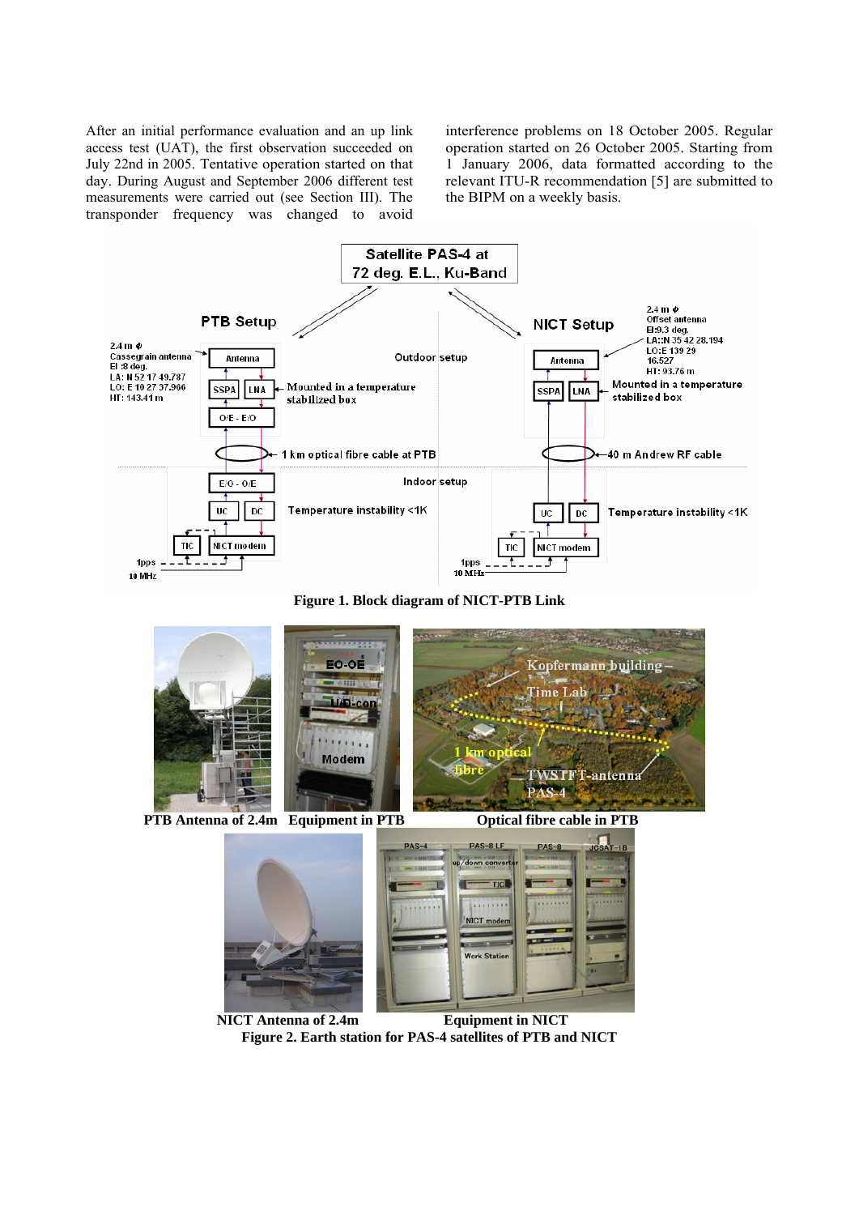After an initial performance evaluation and an up link access test (UAT), the first observation succeeded on July 22nd in 2005. Tentative operation started on that day. During August and September 2006 different test measurements were carried out (see Section III). The transponder frequency was changed to avoid interference problems on 18 October 2005. Regular operation started on 26 October 2005. Starting from 1 January 2006, data formatted according to the relevant ITU-R recommendation [5] are submitted to the BIPM on a weekly basis.

**Figure 1. Block diagram of NICT-PTB Link**

PTB Antenna of 2.4m Equipment in PTB Optical fibre cable in PTB

NICT Antenna of 2.4m Equipment in NICT

**Figure 2. Earth station for PAS-4 satellites of PTB and NICT**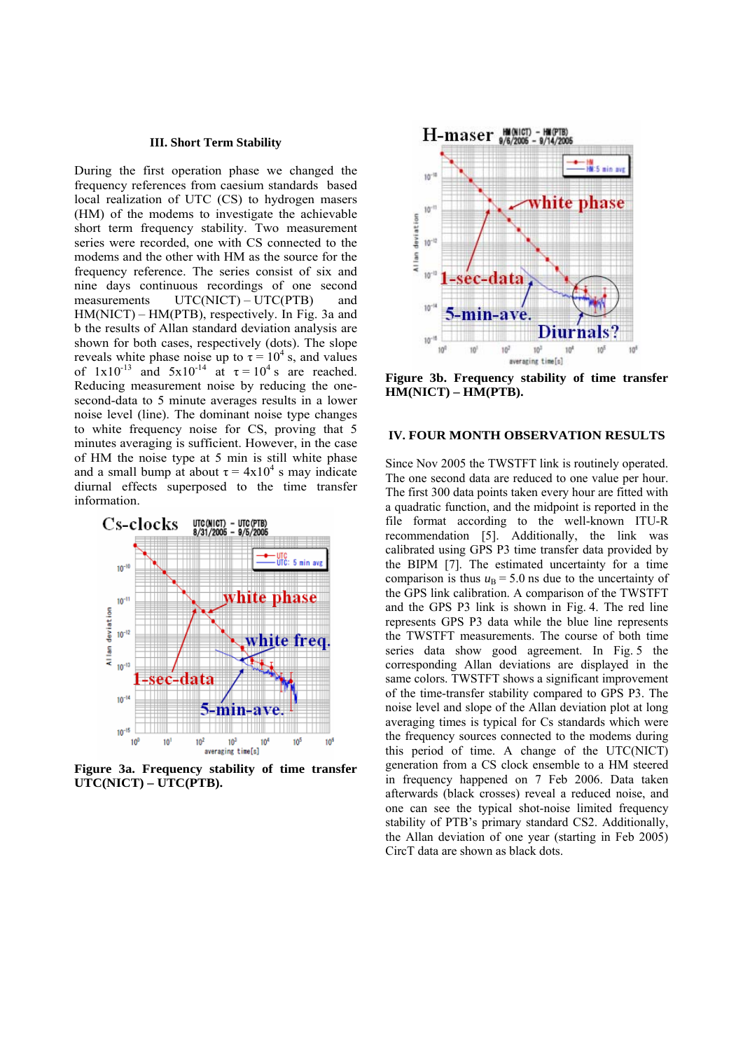## III. Short Term Stability

During the first operation phase we changed the frequency references from caesium standards based local realization of UTC (CS) to hydrogen masers (HM) of the modems to investigate the achievable short term frequency stability. Two measurement series were recorded, one with CS connected to the modems and the other with HM as the source for the frequency reference. The series consist of six and nine days continuous recordings of one second measurements UTC(NICT) – UTC(PTB) and HM(NICT) – HM(PTB), respectively. In Fig. 3a and b the results of Allan standard deviation analysis are shown for both cases, respectively (dots). The slope reveals white phase noise up to $\tau = 10^4$ s, and values of $1 \times 10^{-13}$ and $5 \times 10^{-14}$ at $\tau = 10^4$ s are reached. Reducing measurement noise by reducing the one-second-data to 5 minute averages results in a lower noise level (line). The dominant noise type changes to white frequency noise for CS, proving that 5 minutes averaging is sufficient. However, in the case of HM the noise type at 5 min is still white phase and a small bump at about $\tau = 4 \times 10^4$ s may indicate diurnal effects superposed to the time transfer information.

**Figure 3a. Frequency stability of time transfer UTC(NICT) – UTC(PTB).**

**Figure 3b. Frequency stability of time transfer HM(NICT) – HM(PTB).**

## IV. FOUR MONTH OBSERVATION RESULTS

Since Nov 2005 the TWSTFT link is routinely operated. The one second data are reduced to one value per hour. The first 300 data points taken every hour are fitted with a quadratic function, and the midpoint is reported in the file format according to the well-known ITU-R recommendation [5]. Additionally, the link was calibrated using GPS P3 time transfer data provided by the BIPM [7]. The estimated uncertainty for a time comparison is thus $u_B = 5.0$ ns due to the uncertainty of the GPS link calibration. A comparison of the TWSTFT and the GPS P3 link is shown in Fig. 4. The red line represents GPS P3 data while the blue line represents the TWSTFT measurements. The course of both time series data show good agreement. In Fig. 5 the corresponding Allan deviations are displayed in the same colors. TWSTFT shows a significant improvement of the time-transfer stability compared to GPS P3. The noise level and slope of the Allan deviation plot at long averaging times is typical for Cs standards which were the frequency sources connected to the modems during this period of time. A change of the UTC(NICT) generation from a CS clock ensemble to a HM steered in frequency happened on 7 Feb 2006. Data taken afterwards (black crosses) reveal a reduced noise, and one can see the typical shot-noise limited frequency stability of PTB's primary standard CS2. Additionally, the Allan deviation of one year (starting in Feb 2005) CircT data are shown as black dots.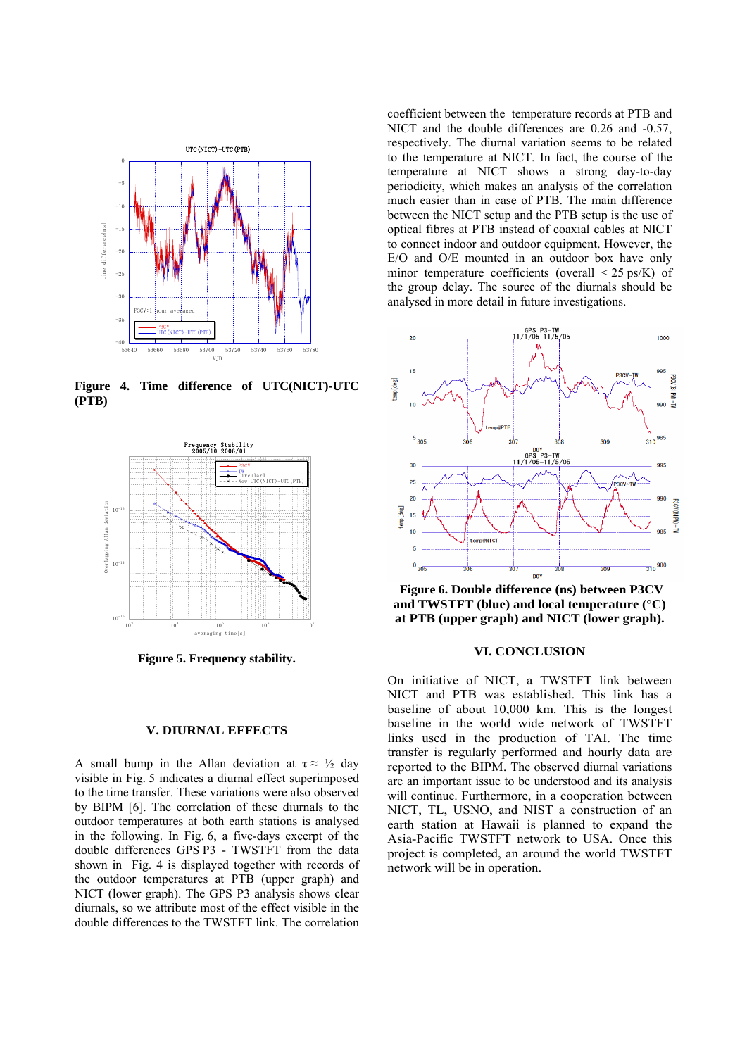**Figure 4. Time difference of UTC(NICT)-UTC (PTB)**

**Figure 5. Frequency stability.**

## V. DIURNAL EFFECTS

A small bump in the Allan deviation at $\tau \approx ½$ day visible in Fig. 5 indicates a diurnal effect superimposed to the time transfer. These variations were also observed by BIPM [6]. The correlation of these diurnals to the outdoor temperatures at both earth stations is analysed in the following. In Fig. 6, a five-days excerpt of the double differences GPS P3 - TWSTFT from the data shown in Fig. 4 is displayed together with records of the outdoor temperatures at PTB (upper graph) and NICT (lower graph). The GPS P3 analysis shows clear diurnals, so we attribute most of the effect visible in the double differences to the TWSTFT link. The correlation coefficient between the temperature records at PTB and NICT and the double differences are 0.26 and -0.57, respectively. The diurnal variation seems to be related to the temperature at NICT. In fact, the course of the temperature at NICT shows a strong day-to-day periodicity, which makes an analysis of the correlation much easier than in case of PTB. The main difference between the NICT setup and the PTB setup is the use of optical fibres at PTB instead of coaxial cables at NICT to connect indoor and outdoor equipment. However, the E/O and O/E mounted in an outdoor box have only minor temperature coefficients (overall < 25 ps/K) of the group delay. The source of the diurnals should be analysed in more detail in future investigations.

**Figure 6. Double difference (ns) between P3CV and TWSTFT (blue) and local temperature (°C) at PTB (upper graph) and NICT (lower graph).**

## VI. CONCLUSION

On initiative of NICT, a TWSTFT link between NICT and PTB was established. This link has a baseline of about 10,000 km. This is the longest baseline in the world wide network of TWSTFT links used in the production of TAI. The time transfer is regularly performed and hourly data are reported to the BIPM. The observed diurnal variations are an important issue to be understood and its analysis will continue. Furthermore, in a cooperation between NICT, TL, USNO, and NIST a construction of an earth station at Hawaii is planned to expand the Asia-Pacific TWSTFT network to USA. Once this project is completed, an around the world TWSTFT network will be in operation.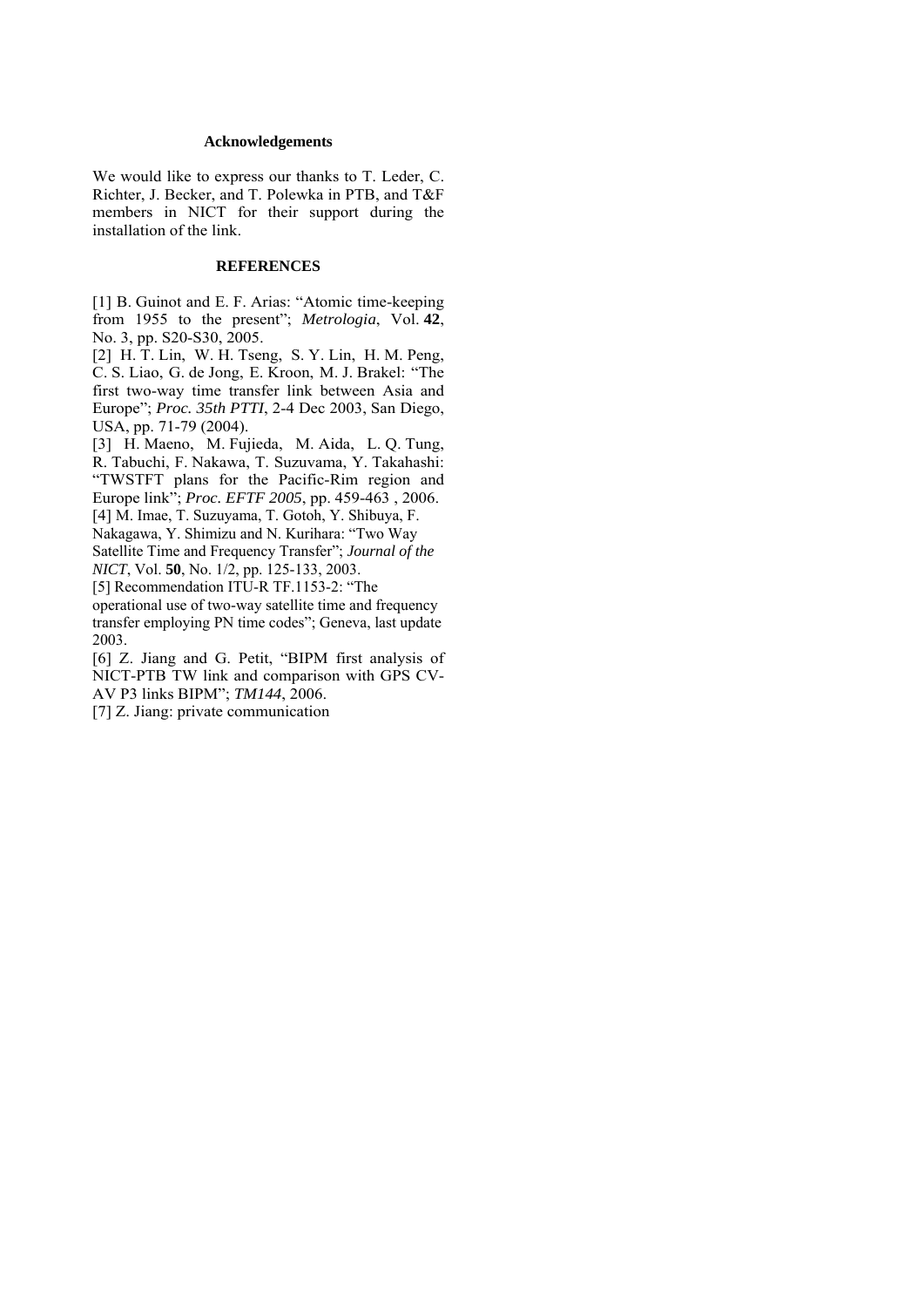### Acknowledgements

We would like to express our thanks to T. Leder, C. Richter, J. Becker, and T. Polewka in PTB, and T&F members in NICT for their support during the installation of the link.

### REFERENCES

[1] B. Guinot and E. F. Arias: "Atomic time-keeping from 1955 to the present"; *Metrologia*, Vol. **42**, No. 3, pp. S20-S30, 2005.

[2] H. T. Lin, W. H. Tseng, S. Y. Lin, H. M. Peng, C. S. Liao, G. de Jong, E. Kroon, M. J. Brakel: "The first two-way time transfer link between Asia and Europe"; *Proc. 35th PTTI*, 2-4 Dec 2003, San Diego, USA, pp. 71-79 (2004).

[3] H. Maeno, M. Fujieda, M. Aida, L. Q. Tung, R. Tabuchi, F. Nakawa, T. Suzuvama, Y. Takahashi: "TWSTFT plans for the Pacific-Rim region and Europe link"; *Proc. EFTF 2005*, pp. 459-463 , 2006.

[4] M. Imae, T. Suzuyama, T. Gotoh, Y. Shibuya, F. Nakagawa, Y. Shimizu and N. Kurihara: "Two Way Satellite Time and Frequency Transfer"; *Journal of the NICT*, Vol. **50**, No. 1/2, pp. 125-133, 2003.

[5] Recommendation ITU-R TF.1153-2: "The operational use of two-way satellite time and frequency transfer employing PN time codes"; Geneva, last update 2003.

[6] Z. Jiang and G. Petit, "BIPM first analysis of NICT-PTB TW link and comparison with GPS CV-AV P3 links BIPM"; *TM144*, 2006.

[7] Z. Jiang: private communication